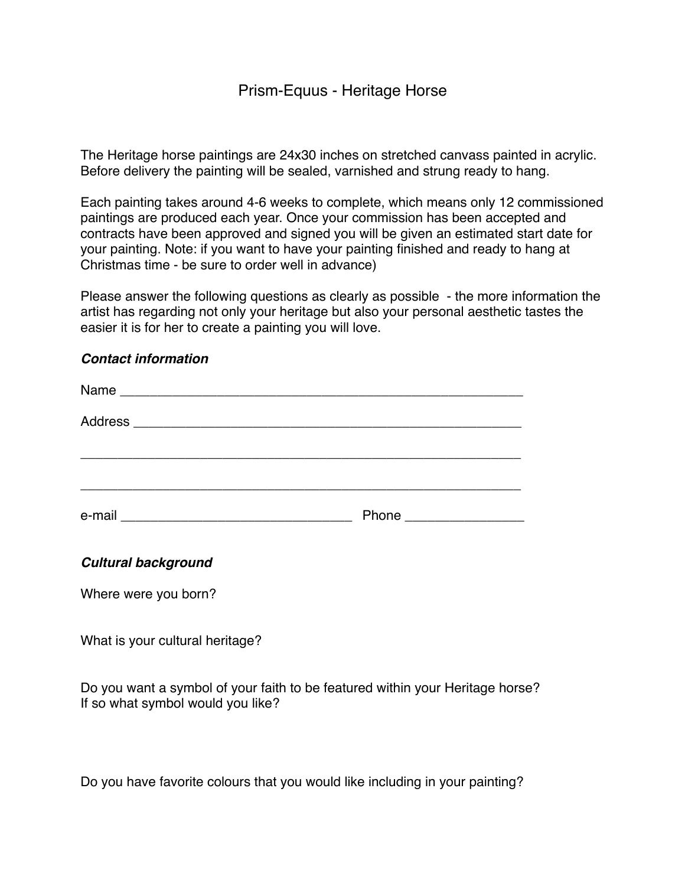# Prism-Equus - Heritage Horse

The Heritage horse paintings are 24x30 inches on stretched canvass painted in acrylic. Before delivery the painting will be sealed, varnished and strung ready to hang.

Each painting takes around 4-6 weeks to complete, which means only 12 commissioned paintings are produced each year. Once your commission has been accepted and contracts have been approved and signed you will be given an estimated start date for your painting. Note: if you want to have your painting finished and ready to hang at Christmas time - be sure to order well in advance)

Please answer the following questions as clearly as possible - the more information the artist has regarding not only your heritage but also your personal aesthetic tastes the easier it is for her to create a painting you will love.

***Contact information***

Name ________________________________________________________

Address ______________________________________________________

_____________________________________________________________

_____________________________________________________________

e-mail _______________________________ Phone ________________

***Cultural background***

Where were you born?

What is your cultural heritage?

Do you want a symbol of your faith to be featured within your Heritage horse?
If so what symbol would you like?

Do you have favorite colours that you would like including in your painting?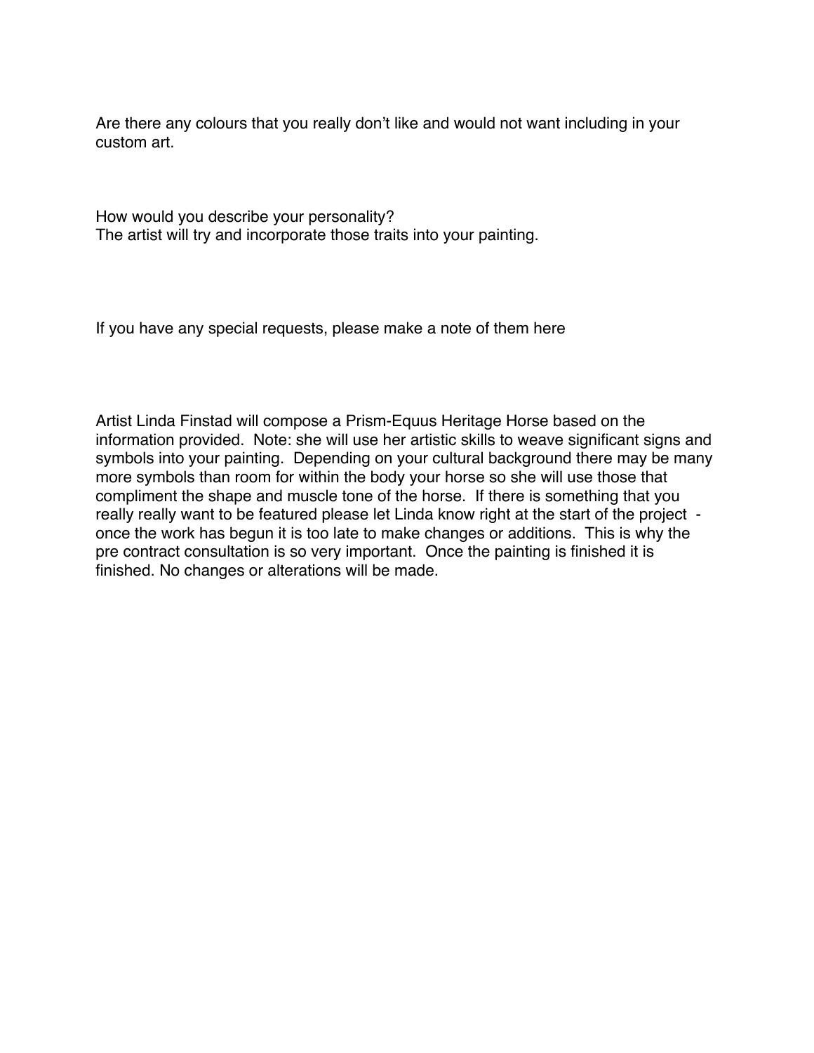Are there any colours that you really don't like and would not want including in your custom art.

How would you describe your personality?
The artist will try and incorporate those traits into your painting.

If you have any special requests, please make a note of them here

Artist Linda Finstad will compose a Prism-Equus Heritage Horse based on the information provided. Note: she will use her artistic skills to weave significant signs and symbols into your painting. Depending on your cultural background there may be many more symbols than room for within the body your horse so she will use those that compliment the shape and muscle tone of the horse. If there is something that you really really want to be featured please let Linda know right at the start of the project - once the work has begun it is too late to make changes or additions. This is why the pre contract consultation is so very important. Once the painting is finished it is finished. No changes or alterations will be made.